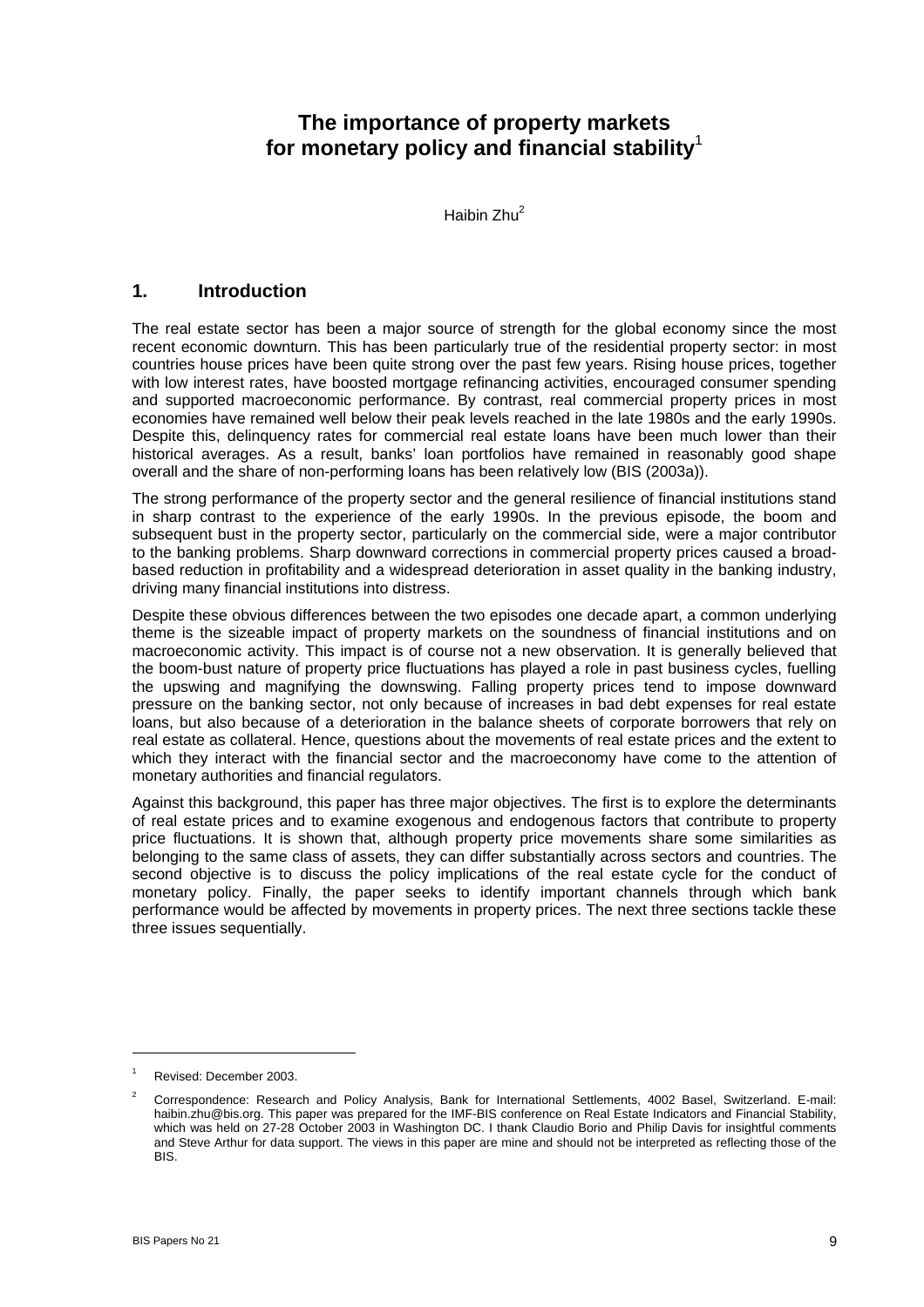# The importance of property markets for monetary policy and financial stability[1]

Haibin Zhu[2]

## 1. Introduction

The real estate sector has been a major source of strength for the global economy since the most recent economic downturn. This has been particularly true of the residential property sector: in most countries house prices have been quite strong over the past few years. Rising house prices, together with low interest rates, have boosted mortgage refinancing activities, encouraged consumer spending and supported macroeconomic performance. By contrast, real commercial property prices in most economies have remained well below their peak levels reached in the late 1980s and the early 1990s. Despite this, delinquency rates for commercial real estate loans have been much lower than their historical averages. As a result, banks' loan portfolios have remained in reasonably good shape overall and the share of non-performing loans has been relatively low (BIS (2003a)).

The strong performance of the property sector and the general resilience of financial institutions stand in sharp contrast to the experience of the early 1990s. In the previous episode, the boom and subsequent bust in the property sector, particularly on the commercial side, were a major contributor to the banking problems. Sharp downward corrections in commercial property prices caused a broad-based reduction in profitability and a widespread deterioration in asset quality in the banking industry, driving many financial institutions into distress.

Despite these obvious differences between the two episodes one decade apart, a common underlying theme is the sizeable impact of property markets on the soundness of financial institutions and on macroeconomic activity. This impact is of course not a new observation. It is generally believed that the boom-bust nature of property price fluctuations has played a role in past business cycles, fuelling the upswing and magnifying the downswing. Falling property prices tend to impose downward pressure on the banking sector, not only because of increases in bad debt expenses for real estate loans, but also because of a deterioration in the balance sheets of corporate borrowers that rely on real estate as collateral. Hence, questions about the movements of real estate prices and the extent to which they interact with the financial sector and the macroeconomy have come to the attention of monetary authorities and financial regulators.

Against this background, this paper has three major objectives. The first is to explore the determinants of real estate prices and to examine exogenous and endogenous factors that contribute to property price fluctuations. It is shown that, although property price movements share some similarities as belonging to the same class of assets, they can differ substantially across sectors and countries. The second objective is to discuss the policy implications of the real estate cycle for the conduct of monetary policy. Finally, the paper seeks to identify important channels through which bank performance would be affected by movements in property prices. The next three sections tackle these three issues sequentially.

---

[1] Revised: December 2003.

[2] Correspondence: Research and Policy Analysis, Bank for International Settlements, 4002 Basel, Switzerland. E-mail: haibin.zhu@bis.org. This paper was prepared for the IMF-BIS conference on Real Estate Indicators and Financial Stability, which was held on 27-28 October 2003 in Washington DC. I thank Claudio Borio and Philip Davis for insightful comments and Steve Arthur for data support. The views in this paper are mine and should not be interpreted as reflecting those of the BIS.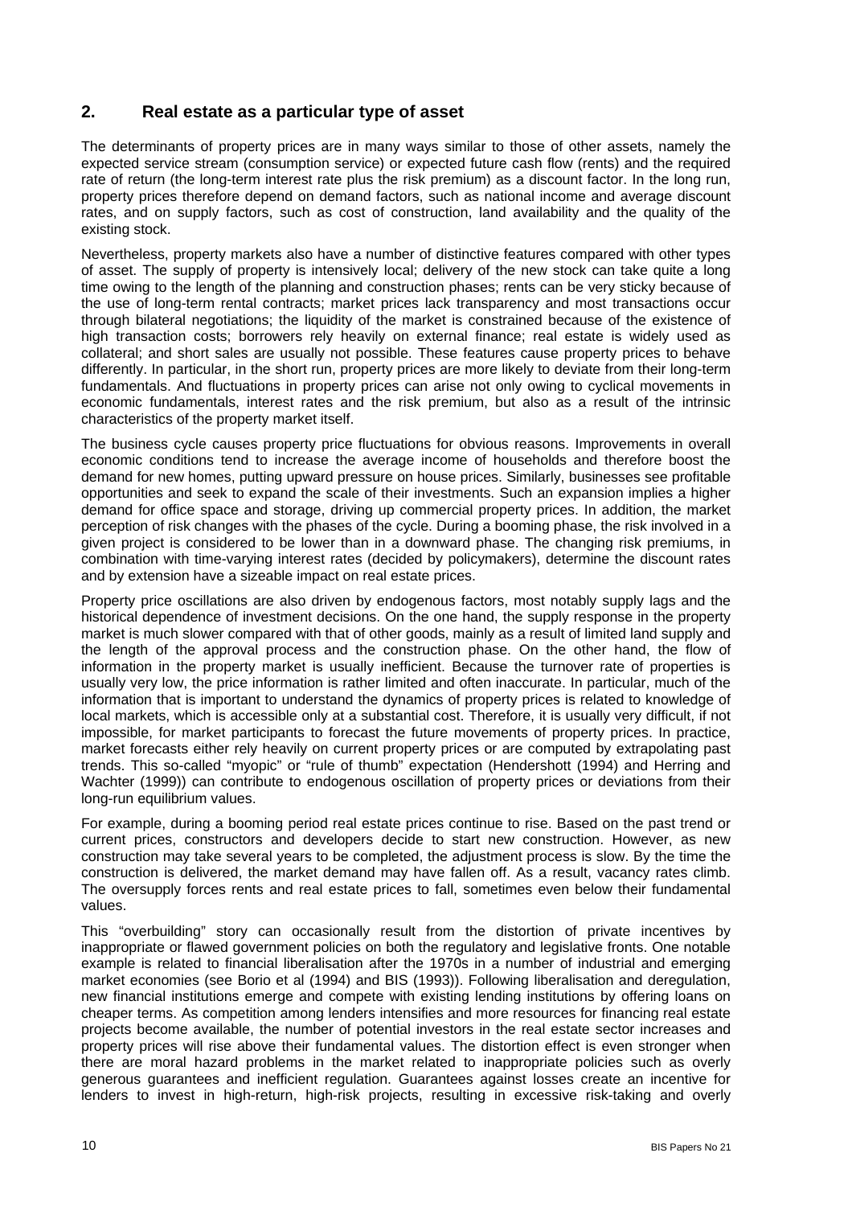## 2. Real estate as a particular type of asset

The determinants of property prices are in many ways similar to those of other assets, namely the expected service stream (consumption service) or expected future cash flow (rents) and the required rate of return (the long-term interest rate plus the risk premium) as a discount factor. In the long run, property prices therefore depend on demand factors, such as national income and average discount rates, and on supply factors, such as cost of construction, land availability and the quality of the existing stock.

Nevertheless, property markets also have a number of distinctive features compared with other types of asset. The supply of property is intensively local; delivery of the new stock can take quite a long time owing to the length of the planning and construction phases; rents can be very sticky because of the use of long-term rental contracts; market prices lack transparency and most transactions occur through bilateral negotiations; the liquidity of the market is constrained because of the existence of high transaction costs; borrowers rely heavily on external finance; real estate is widely used as collateral; and short sales are usually not possible. These features cause property prices to behave differently. In particular, in the short run, property prices are more likely to deviate from their long-term fundamentals. And fluctuations in property prices can arise not only owing to cyclical movements in economic fundamentals, interest rates and the risk premium, but also as a result of the intrinsic characteristics of the property market itself.

The business cycle causes property price fluctuations for obvious reasons. Improvements in overall economic conditions tend to increase the average income of households and therefore boost the demand for new homes, putting upward pressure on house prices. Similarly, businesses see profitable opportunities and seek to expand the scale of their investments. Such an expansion implies a higher demand for office space and storage, driving up commercial property prices. In addition, the market perception of risk changes with the phases of the cycle. During a booming phase, the risk involved in a given project is considered to be lower than in a downward phase. The changing risk premiums, in combination with time-varying interest rates (decided by policymakers), determine the discount rates and by extension have a sizeable impact on real estate prices.

Property price oscillations are also driven by endogenous factors, most notably supply lags and the historical dependence of investment decisions. On the one hand, the supply response in the property market is much slower compared with that of other goods, mainly as a result of limited land supply and the length of the approval process and the construction phase. On the other hand, the flow of information in the property market is usually inefficient. Because the turnover rate of properties is usually very low, the price information is rather limited and often inaccurate. In particular, much of the information that is important to understand the dynamics of property prices is related to knowledge of local markets, which is accessible only at a substantial cost. Therefore, it is usually very difficult, if not impossible, for market participants to forecast the future movements of property prices. In practice, market forecasts either rely heavily on current property prices or are computed by extrapolating past trends. This so-called "myopic" or "rule of thumb" expectation (Hendershott (1994) and Herring and Wachter (1999)) can contribute to endogenous oscillation of property prices or deviations from their long-run equilibrium values.

For example, during a booming period real estate prices continue to rise. Based on the past trend or current prices, constructors and developers decide to start new construction. However, as new construction may take several years to be completed, the adjustment process is slow. By the time the construction is delivered, the market demand may have fallen off. As a result, vacancy rates climb. The oversupply forces rents and real estate prices to fall, sometimes even below their fundamental values.

This "overbuilding" story can occasionally result from the distortion of private incentives by inappropriate or flawed government policies on both the regulatory and legislative fronts. One notable example is related to financial liberalisation after the 1970s in a number of industrial and emerging market economies (see Borio et al (1994) and BIS (1993)). Following liberalisation and deregulation, new financial institutions emerge and compete with existing lending institutions by offering loans on cheaper terms. As competition among lenders intensifies and more resources for financing real estate projects become available, the number of potential investors in the real estate sector increases and property prices will rise above their fundamental values. The distortion effect is even stronger when there are moral hazard problems in the market related to inappropriate policies such as overly generous guarantees and inefficient regulation. Guarantees against losses create an incentive for lenders to invest in high-return, high-risk projects, resulting in excessive risk-taking and overly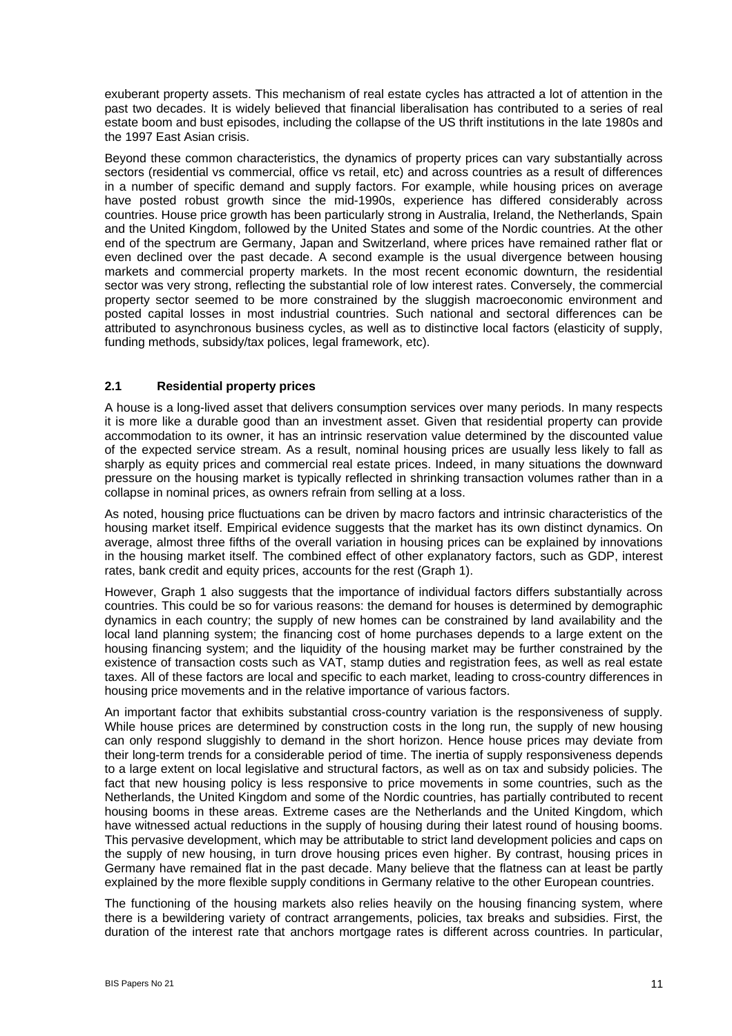exuberant property assets. This mechanism of real estate cycles has attracted a lot of attention in the past two decades. It is widely believed that financial liberalisation has contributed to a series of real estate boom and bust episodes, including the collapse of the US thrift institutions in the late 1980s and the 1997 East Asian crisis.

Beyond these common characteristics, the dynamics of property prices can vary substantially across sectors (residential vs commercial, office vs retail, etc) and across countries as a result of differences in a number of specific demand and supply factors. For example, while housing prices on average have posted robust growth since the mid-1990s, experience has differed considerably across countries. House price growth has been particularly strong in Australia, Ireland, the Netherlands, Spain and the United Kingdom, followed by the United States and some of the Nordic countries. At the other end of the spectrum are Germany, Japan and Switzerland, where prices have remained rather flat or even declined over the past decade. A second example is the usual divergence between housing markets and commercial property markets. In the most recent economic downturn, the residential sector was very strong, reflecting the substantial role of low interest rates. Conversely, the commercial property sector seemed to be more constrained by the sluggish macroeconomic environment and posted capital losses in most industrial countries. Such national and sectoral differences can be attributed to asynchronous business cycles, as well as to distinctive local factors (elasticity of supply, funding methods, subsidy/tax polices, legal framework, etc).

## 2.1 Residential property prices

A house is a long-lived asset that delivers consumption services over many periods. In many respects it is more like a durable good than an investment asset. Given that residential property can provide accommodation to its owner, it has an intrinsic reservation value determined by the discounted value of the expected service stream. As a result, nominal housing prices are usually less likely to fall as sharply as equity prices and commercial real estate prices. Indeed, in many situations the downward pressure on the housing market is typically reflected in shrinking transaction volumes rather than in a collapse in nominal prices, as owners refrain from selling at a loss.

As noted, housing price fluctuations can be driven by macro factors and intrinsic characteristics of the housing market itself. Empirical evidence suggests that the market has its own distinct dynamics. On average, almost three fifths of the overall variation in housing prices can be explained by innovations in the housing market itself. The combined effect of other explanatory factors, such as GDP, interest rates, bank credit and equity prices, accounts for the rest (Graph 1).

However, Graph 1 also suggests that the importance of individual factors differs substantially across countries. This could be so for various reasons: the demand for houses is determined by demographic dynamics in each country; the supply of new homes can be constrained by land availability and the local land planning system; the financing cost of home purchases depends to a large extent on the housing financing system; and the liquidity of the housing market may be further constrained by the existence of transaction costs such as VAT, stamp duties and registration fees, as well as real estate taxes. All of these factors are local and specific to each market, leading to cross-country differences in housing price movements and in the relative importance of various factors.

An important factor that exhibits substantial cross-country variation is the responsiveness of supply. While house prices are determined by construction costs in the long run, the supply of new housing can only respond sluggishly to demand in the short horizon. Hence house prices may deviate from their long-term trends for a considerable period of time. The inertia of supply responsiveness depends to a large extent on local legislative and structural factors, as well as on tax and subsidy policies. The fact that new housing policy is less responsive to price movements in some countries, such as the Netherlands, the United Kingdom and some of the Nordic countries, has partially contributed to recent housing booms in these areas. Extreme cases are the Netherlands and the United Kingdom, which have witnessed actual reductions in the supply of housing during their latest round of housing booms. This pervasive development, which may be attributable to strict land development policies and caps on the supply of new housing, in turn drove housing prices even higher. By contrast, housing prices in Germany have remained flat in the past decade. Many believe that the flatness can at least be partly explained by the more flexible supply conditions in Germany relative to the other European countries.

The functioning of the housing markets also relies heavily on the housing financing system, where there is a bewildering variety of contract arrangements, policies, tax breaks and subsidies. First, the duration of the interest rate that anchors mortgage rates is different across countries. In particular,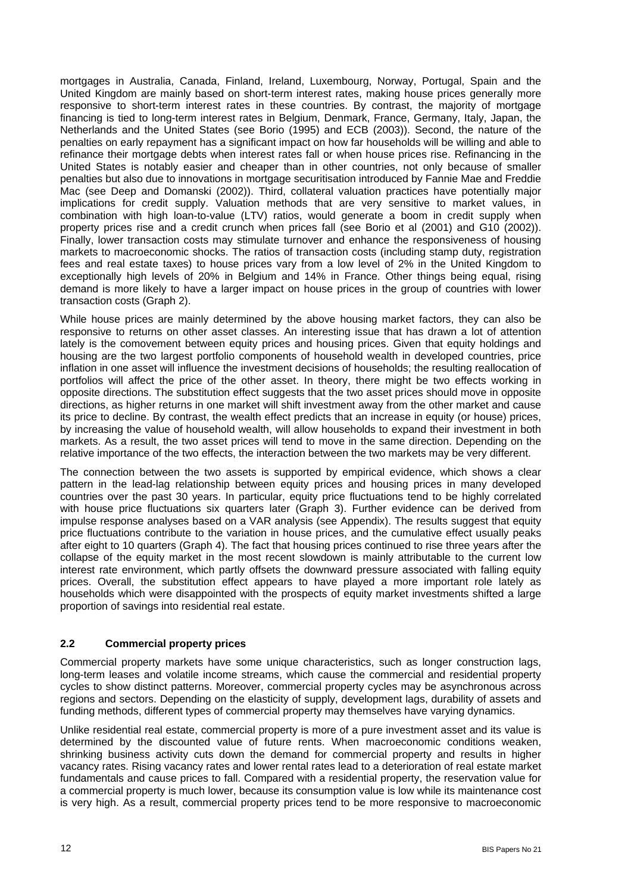mortgages in Australia, Canada, Finland, Ireland, Luxembourg, Norway, Portugal, Spain and the United Kingdom are mainly based on short-term interest rates, making house prices generally more responsive to short-term interest rates in these countries. By contrast, the majority of mortgage financing is tied to long-term interest rates in Belgium, Denmark, France, Germany, Italy, Japan, the Netherlands and the United States (see Borio (1995) and ECB (2003)). Second, the nature of the penalties on early repayment has a significant impact on how far households will be willing and able to refinance their mortgage debts when interest rates fall or when house prices rise. Refinancing in the United States is notably easier and cheaper than in other countries, not only because of smaller penalties but also due to innovations in mortgage securitisation introduced by Fannie Mae and Freddie Mac (see Deep and Domanski (2002)). Third, collateral valuation practices have potentially major implications for credit supply. Valuation methods that are very sensitive to market values, in combination with high loan-to-value (LTV) ratios, would generate a boom in credit supply when property prices rise and a credit crunch when prices fall (see Borio et al (2001) and G10 (2002)). Finally, lower transaction costs may stimulate turnover and enhance the responsiveness of housing markets to macroeconomic shocks. The ratios of transaction costs (including stamp duty, registration fees and real estate taxes) to house prices vary from a low level of 2% in the United Kingdom to exceptionally high levels of 20% in Belgium and 14% in France. Other things being equal, rising demand is more likely to have a larger impact on house prices in the group of countries with lower transaction costs (Graph 2).

While house prices are mainly determined by the above housing market factors, they can also be responsive to returns on other asset classes. An interesting issue that has drawn a lot of attention lately is the comovement between equity prices and housing prices. Given that equity holdings and housing are the two largest portfolio components of household wealth in developed countries, price inflation in one asset will influence the investment decisions of households; the resulting reallocation of portfolios will affect the price of the other asset. In theory, there might be two effects working in opposite directions. The substitution effect suggests that the two asset prices should move in opposite directions, as higher returns in one market will shift investment away from the other market and cause its price to decline. By contrast, the wealth effect predicts that an increase in equity (or house) prices, by increasing the value of household wealth, will allow households to expand their investment in both markets. As a result, the two asset prices will tend to move in the same direction. Depending on the relative importance of the two effects, the interaction between the two markets may be very different.

The connection between the two assets is supported by empirical evidence, which shows a clear pattern in the lead-lag relationship between equity prices and housing prices in many developed countries over the past 30 years. In particular, equity price fluctuations tend to be highly correlated with house price fluctuations six quarters later (Graph 3). Further evidence can be derived from impulse response analyses based on a VAR analysis (see Appendix). The results suggest that equity price fluctuations contribute to the variation in house prices, and the cumulative effect usually peaks after eight to 10 quarters (Graph 4). The fact that housing prices continued to rise three years after the collapse of the equity market in the most recent slowdown is mainly attributable to the current low interest rate environment, which partly offsets the downward pressure associated with falling equity prices. Overall, the substitution effect appears to have played a more important role lately as households which were disappointed with the prospects of equity market investments shifted a large proportion of savings into residential real estate.

### 2.2 Commercial property prices

Commercial property markets have some unique characteristics, such as longer construction lags, long-term leases and volatile income streams, which cause the commercial and residential property cycles to show distinct patterns. Moreover, commercial property cycles may be asynchronous across regions and sectors. Depending on the elasticity of supply, development lags, durability of assets and funding methods, different types of commercial property may themselves have varying dynamics.

Unlike residential real estate, commercial property is more of a pure investment asset and its value is determined by the discounted value of future rents. When macroeconomic conditions weaken, shrinking business activity cuts down the demand for commercial property and results in higher vacancy rates. Rising vacancy rates and lower rental rates lead to a deterioration of real estate market fundamentals and cause prices to fall. Compared with a residential property, the reservation value for a commercial property is much lower, because its consumption value is low while its maintenance cost is very high. As a result, commercial property prices tend to be more responsive to macroeconomic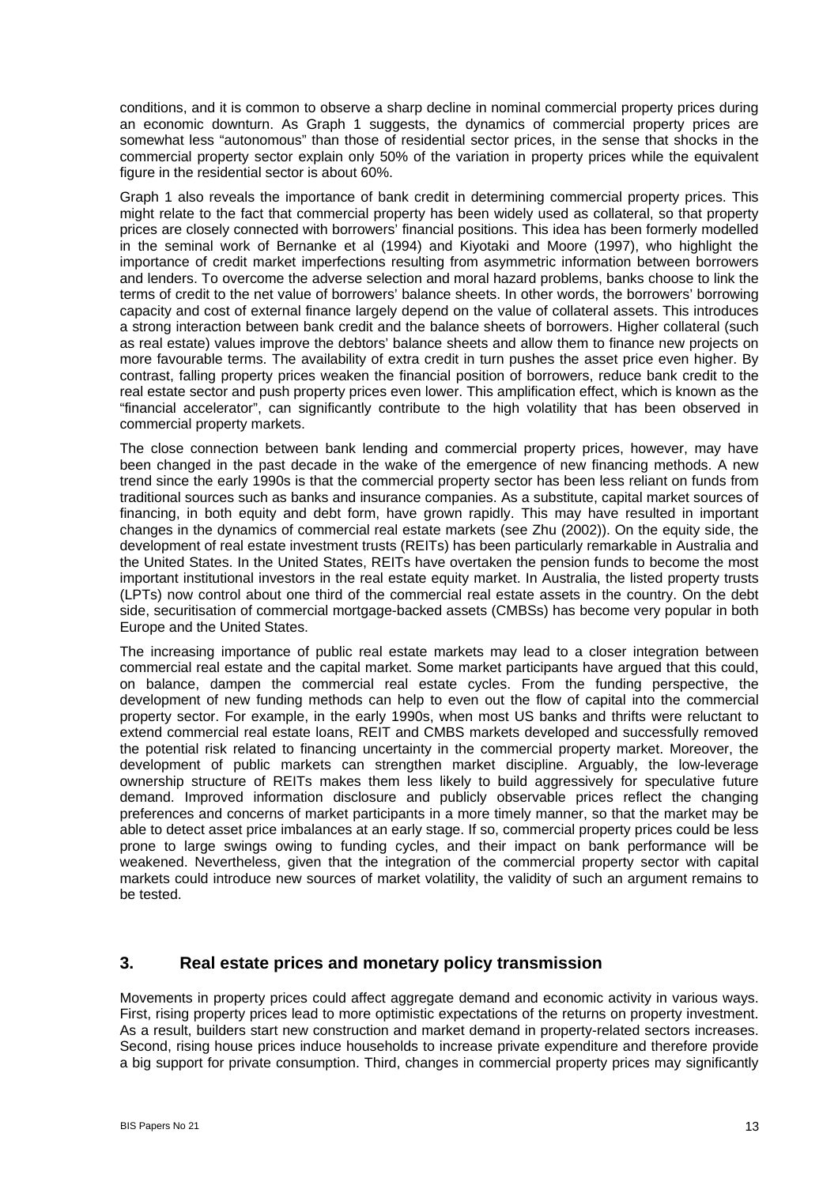conditions, and it is common to observe a sharp decline in nominal commercial property prices during an economic downturn. As Graph 1 suggests, the dynamics of commercial property prices are somewhat less "autonomous" than those of residential sector prices, in the sense that shocks in the commercial property sector explain only 50% of the variation in property prices while the equivalent figure in the residential sector is about 60%.

Graph 1 also reveals the importance of bank credit in determining commercial property prices. This might relate to the fact that commercial property has been widely used as collateral, so that property prices are closely connected with borrowers' financial positions. This idea has been formerly modelled in the seminal work of Bernanke et al (1994) and Kiyotaki and Moore (1997), who highlight the importance of credit market imperfections resulting from asymmetric information between borrowers and lenders. To overcome the adverse selection and moral hazard problems, banks choose to link the terms of credit to the net value of borrowers' balance sheets. In other words, the borrowers' borrowing capacity and cost of external finance largely depend on the value of collateral assets. This introduces a strong interaction between bank credit and the balance sheets of borrowers. Higher collateral (such as real estate) values improve the debtors' balance sheets and allow them to finance new projects on more favourable terms. The availability of extra credit in turn pushes the asset price even higher. By contrast, falling property prices weaken the financial position of borrowers, reduce bank credit to the real estate sector and push property prices even lower. This amplification effect, which is known as the "financial accelerator", can significantly contribute to the high volatility that has been observed in commercial property markets.

The close connection between bank lending and commercial property prices, however, may have been changed in the past decade in the wake of the emergence of new financing methods. A new trend since the early 1990s is that the commercial property sector has been less reliant on funds from traditional sources such as banks and insurance companies. As a substitute, capital market sources of financing, in both equity and debt form, have grown rapidly. This may have resulted in important changes in the dynamics of commercial real estate markets (see Zhu (2002)). On the equity side, the development of real estate investment trusts (REITs) has been particularly remarkable in Australia and the United States. In the United States, REITs have overtaken the pension funds to become the most important institutional investors in the real estate equity market. In Australia, the listed property trusts (LPTs) now control about one third of the commercial real estate assets in the country. On the debt side, securitisation of commercial mortgage-backed assets (CMBSs) has become very popular in both Europe and the United States.

The increasing importance of public real estate markets may lead to a closer integration between commercial real estate and the capital market. Some market participants have argued that this could, on balance, dampen the commercial real estate cycles. From the funding perspective, the development of new funding methods can help to even out the flow of capital into the commercial property sector. For example, in the early 1990s, when most US banks and thrifts were reluctant to extend commercial real estate loans, REIT and CMBS markets developed and successfully removed the potential risk related to financing uncertainty in the commercial property market. Moreover, the development of public markets can strengthen market discipline. Arguably, the low-leverage ownership structure of REITs makes them less likely to build aggressively for speculative future demand. Improved information disclosure and publicly observable prices reflect the changing preferences and concerns of market participants in a more timely manner, so that the market may be able to detect asset price imbalances at an early stage. If so, commercial property prices could be less prone to large swings owing to funding cycles, and their impact on bank performance will be weakened. Nevertheless, given that the integration of the commercial property sector with capital markets could introduce new sources of market volatility, the validity of such an argument remains to be tested.

## 3. Real estate prices and monetary policy transmission

Movements in property prices could affect aggregate demand and economic activity in various ways. First, rising property prices lead to more optimistic expectations of the returns on property investment. As a result, builders start new construction and market demand in property-related sectors increases. Second, rising house prices induce households to increase private expenditure and therefore provide a big support for private consumption. Third, changes in commercial property prices may significantly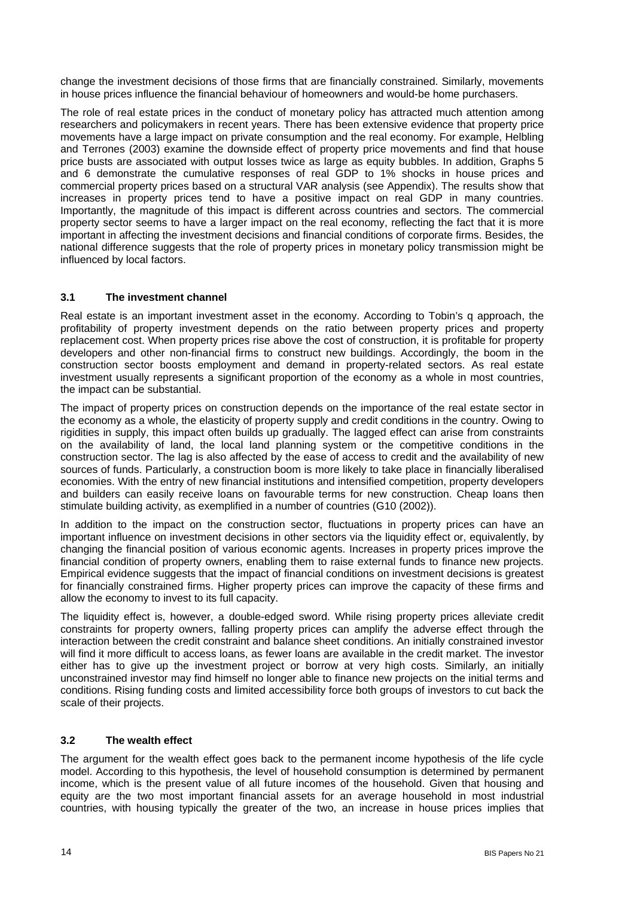change the investment decisions of those firms that are financially constrained. Similarly, movements in house prices influence the financial behaviour of homeowners and would-be home purchasers.

The role of real estate prices in the conduct of monetary policy has attracted much attention among researchers and policymakers in recent years. There has been extensive evidence that property price movements have a large impact on private consumption and the real economy. For example, Helbling and Terrones (2003) examine the downside effect of property price movements and find that house price busts are associated with output losses twice as large as equity bubbles. In addition, Graphs 5 and 6 demonstrate the cumulative responses of real GDP to 1% shocks in house prices and commercial property prices based on a structural VAR analysis (see Appendix). The results show that increases in property prices tend to have a positive impact on real GDP in many countries. Importantly, the magnitude of this impact is different across countries and sectors. The commercial property sector seems to have a larger impact on the real economy, reflecting the fact that it is more important in affecting the investment decisions and financial conditions of corporate firms. Besides, the national difference suggests that the role of property prices in monetary policy transmission might be influenced by local factors.

### 3.1 The investment channel

Real estate is an important investment asset in the economy. According to Tobin's q approach, the profitability of property investment depends on the ratio between property prices and property replacement cost. When property prices rise above the cost of construction, it is profitable for property developers and other non-financial firms to construct new buildings. Accordingly, the boom in the construction sector boosts employment and demand in property-related sectors. As real estate investment usually represents a significant proportion of the economy as a whole in most countries, the impact can be substantial.

The impact of property prices on construction depends on the importance of the real estate sector in the economy as a whole, the elasticity of property supply and credit conditions in the country. Owing to rigidities in supply, this impact often builds up gradually. The lagged effect can arise from constraints on the availability of land, the local land planning system or the competitive conditions in the construction sector. The lag is also affected by the ease of access to credit and the availability of new sources of funds. Particularly, a construction boom is more likely to take place in financially liberalised economies. With the entry of new financial institutions and intensified competition, property developers and builders can easily receive loans on favourable terms for new construction. Cheap loans then stimulate building activity, as exemplified in a number of countries (G10 (2002)).

In addition to the impact on the construction sector, fluctuations in property prices can have an important influence on investment decisions in other sectors via the liquidity effect or, equivalently, by changing the financial position of various economic agents. Increases in property prices improve the financial condition of property owners, enabling them to raise external funds to finance new projects. Empirical evidence suggests that the impact of financial conditions on investment decisions is greatest for financially constrained firms. Higher property prices can improve the capacity of these firms and allow the economy to invest to its full capacity.

The liquidity effect is, however, a double-edged sword. While rising property prices alleviate credit constraints for property owners, falling property prices can amplify the adverse effect through the interaction between the credit constraint and balance sheet conditions. An initially constrained investor will find it more difficult to access loans, as fewer loans are available in the credit market. The investor either has to give up the investment project or borrow at very high costs. Similarly, an initially unconstrained investor may find himself no longer able to finance new projects on the initial terms and conditions. Rising funding costs and limited accessibility force both groups of investors to cut back the scale of their projects.

### 3.2 The wealth effect

The argument for the wealth effect goes back to the permanent income hypothesis of the life cycle model. According to this hypothesis, the level of household consumption is determined by permanent income, which is the present value of all future incomes of the household. Given that housing and equity are the two most important financial assets for an average household in most industrial countries, with housing typically the greater of the two, an increase in house prices implies that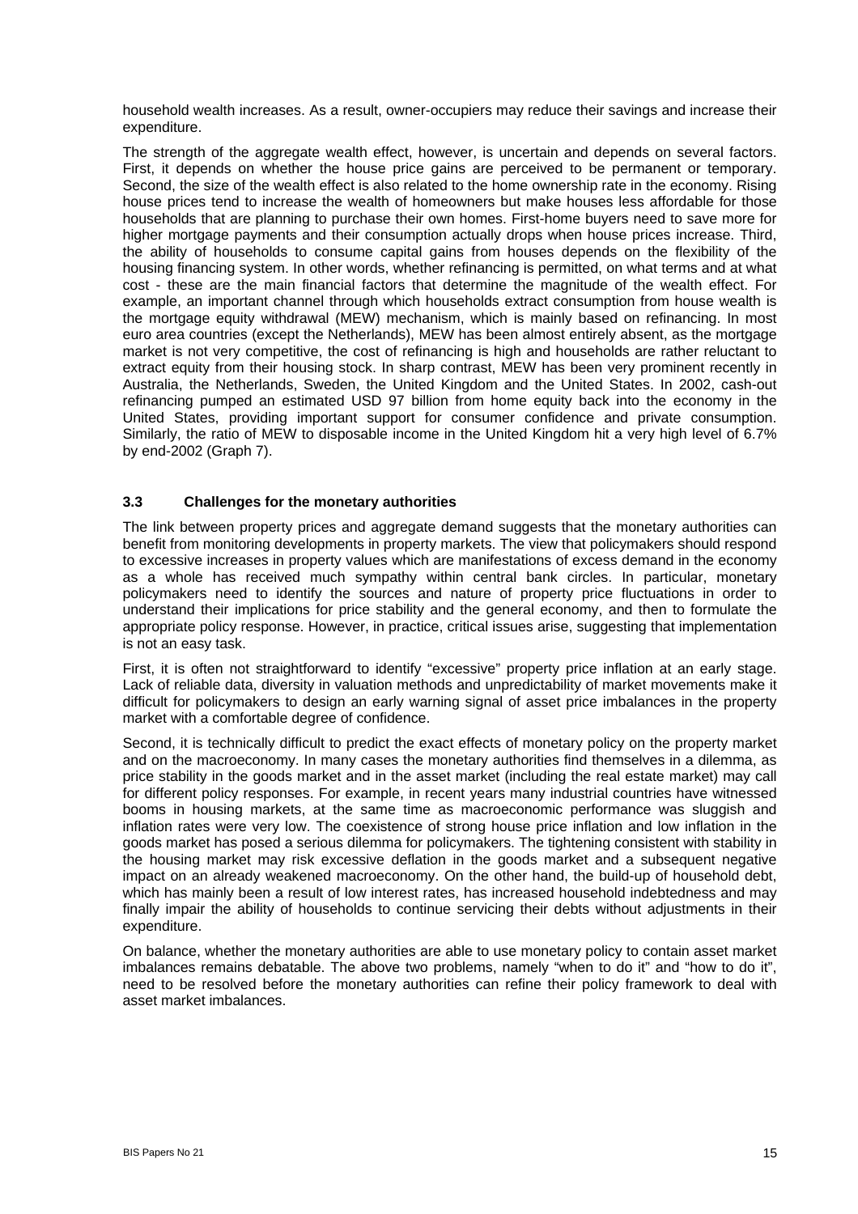household wealth increases. As a result, owner-occupiers may reduce their savings and increase their expenditure.

The strength of the aggregate wealth effect, however, is uncertain and depends on several factors. First, it depends on whether the house price gains are perceived to be permanent or temporary. Second, the size of the wealth effect is also related to the home ownership rate in the economy. Rising house prices tend to increase the wealth of homeowners but make houses less affordable for those households that are planning to purchase their own homes. First-home buyers need to save more for higher mortgage payments and their consumption actually drops when house prices increase. Third, the ability of households to consume capital gains from houses depends on the flexibility of the housing financing system. In other words, whether refinancing is permitted, on what terms and at what cost - these are the main financial factors that determine the magnitude of the wealth effect. For example, an important channel through which households extract consumption from house wealth is the mortgage equity withdrawal (MEW) mechanism, which is mainly based on refinancing. In most euro area countries (except the Netherlands), MEW has been almost entirely absent, as the mortgage market is not very competitive, the cost of refinancing is high and households are rather reluctant to extract equity from their housing stock. In sharp contrast, MEW has been very prominent recently in Australia, the Netherlands, Sweden, the United Kingdom and the United States. In 2002, cash-out refinancing pumped an estimated USD 97 billion from home equity back into the economy in the United States, providing important support for consumer confidence and private consumption. Similarly, the ratio of MEW to disposable income in the United Kingdom hit a very high level of 6.7% by end-2002 (Graph 7).

### 3.3 Challenges for the monetary authorities

The link between property prices and aggregate demand suggests that the monetary authorities can benefit from monitoring developments in property markets. The view that policymakers should respond to excessive increases in property values which are manifestations of excess demand in the economy as a whole has received much sympathy within central bank circles. In particular, monetary policymakers need to identify the sources and nature of property price fluctuations in order to understand their implications for price stability and the general economy, and then to formulate the appropriate policy response. However, in practice, critical issues arise, suggesting that implementation is not an easy task.

First, it is often not straightforward to identify "excessive" property price inflation at an early stage. Lack of reliable data, diversity in valuation methods and unpredictability of market movements make it difficult for policymakers to design an early warning signal of asset price imbalances in the property market with a comfortable degree of confidence.

Second, it is technically difficult to predict the exact effects of monetary policy on the property market and on the macroeconomy. In many cases the monetary authorities find themselves in a dilemma, as price stability in the goods market and in the asset market (including the real estate market) may call for different policy responses. For example, in recent years many industrial countries have witnessed booms in housing markets, at the same time as macroeconomic performance was sluggish and inflation rates were very low. The coexistence of strong house price inflation and low inflation in the goods market has posed a serious dilemma for policymakers. The tightening consistent with stability in the housing market may risk excessive deflation in the goods market and a subsequent negative impact on an already weakened macroeconomy. On the other hand, the build-up of household debt, which has mainly been a result of low interest rates, has increased household indebtedness and may finally impair the ability of households to continue servicing their debts without adjustments in their expenditure.

On balance, whether the monetary authorities are able to use monetary policy to contain asset market imbalances remains debatable. The above two problems, namely "when to do it" and "how to do it", need to be resolved before the monetary authorities can refine their policy framework to deal with asset market imbalances.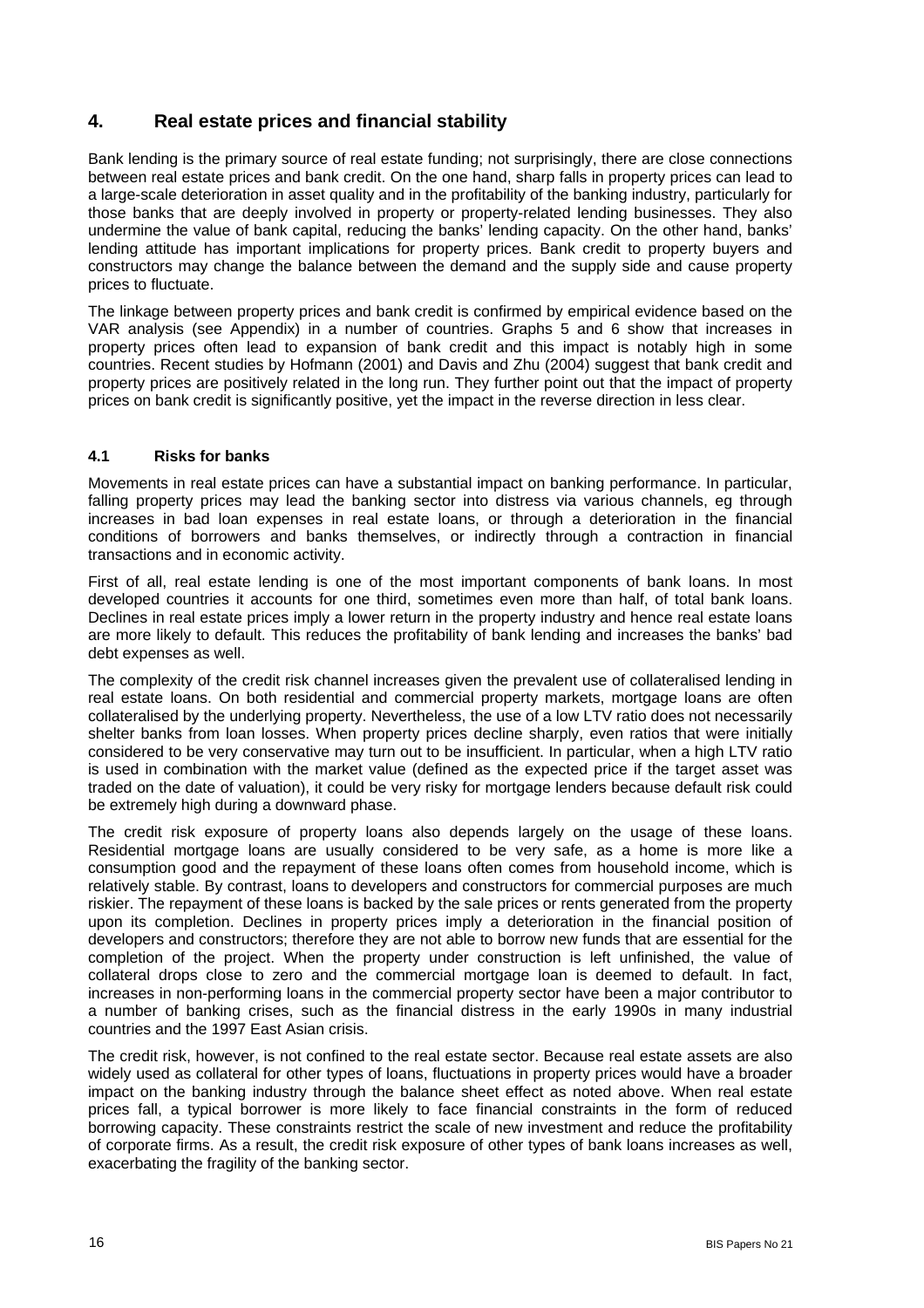## 4. Real estate prices and financial stability

Bank lending is the primary source of real estate funding; not surprisingly, there are close connections between real estate prices and bank credit. On the one hand, sharp falls in property prices can lead to a large-scale deterioration in asset quality and in the profitability of the banking industry, particularly for those banks that are deeply involved in property or property-related lending businesses. They also undermine the value of bank capital, reducing the banks' lending capacity. On the other hand, banks' lending attitude has important implications for property prices. Bank credit to property buyers and constructors may change the balance between the demand and the supply side and cause property prices to fluctuate.

The linkage between property prices and bank credit is confirmed by empirical evidence based on the VAR analysis (see Appendix) in a number of countries. Graphs 5 and 6 show that increases in property prices often lead to expansion of bank credit and this impact is notably high in some countries. Recent studies by Hofmann (2001) and Davis and Zhu (2004) suggest that bank credit and property prices are positively related in the long run. They further point out that the impact of property prices on bank credit is significantly positive, yet the impact in the reverse direction in less clear.

### 4.1 Risks for banks

Movements in real estate prices can have a substantial impact on banking performance. In particular, falling property prices may lead the banking sector into distress via various channels, eg through increases in bad loan expenses in real estate loans, or through a deterioration in the financial conditions of borrowers and banks themselves, or indirectly through a contraction in financial transactions and in economic activity.

First of all, real estate lending is one of the most important components of bank loans. In most developed countries it accounts for one third, sometimes even more than half, of total bank loans. Declines in real estate prices imply a lower return in the property industry and hence real estate loans are more likely to default. This reduces the profitability of bank lending and increases the banks' bad debt expenses as well.

The complexity of the credit risk channel increases given the prevalent use of collateralised lending in real estate loans. On both residential and commercial property markets, mortgage loans are often collateralised by the underlying property. Nevertheless, the use of a low LTV ratio does not necessarily shelter banks from loan losses. When property prices decline sharply, even ratios that were initially considered to be very conservative may turn out to be insufficient. In particular, when a high LTV ratio is used in combination with the market value (defined as the expected price if the target asset was traded on the date of valuation), it could be very risky for mortgage lenders because default risk could be extremely high during a downward phase.

The credit risk exposure of property loans also depends largely on the usage of these loans. Residential mortgage loans are usually considered to be very safe, as a home is more like a consumption good and the repayment of these loans often comes from household income, which is relatively stable. By contrast, loans to developers and constructors for commercial purposes are much riskier. The repayment of these loans is backed by the sale prices or rents generated from the property upon its completion. Declines in property prices imply a deterioration in the financial position of developers and constructors; therefore they are not able to borrow new funds that are essential for the completion of the project. When the property under construction is left unfinished, the value of collateral drops close to zero and the commercial mortgage loan is deemed to default. In fact, increases in non-performing loans in the commercial property sector have been a major contributor to a number of banking crises, such as the financial distress in the early 1990s in many industrial countries and the 1997 East Asian crisis.

The credit risk, however, is not confined to the real estate sector. Because real estate assets are also widely used as collateral for other types of loans, fluctuations in property prices would have a broader impact on the banking industry through the balance sheet effect as noted above. When real estate prices fall, a typical borrower is more likely to face financial constraints in the form of reduced borrowing capacity. These constraints restrict the scale of new investment and reduce the profitability of corporate firms. As a result, the credit risk exposure of other types of bank loans increases as well, exacerbating the fragility of the banking sector.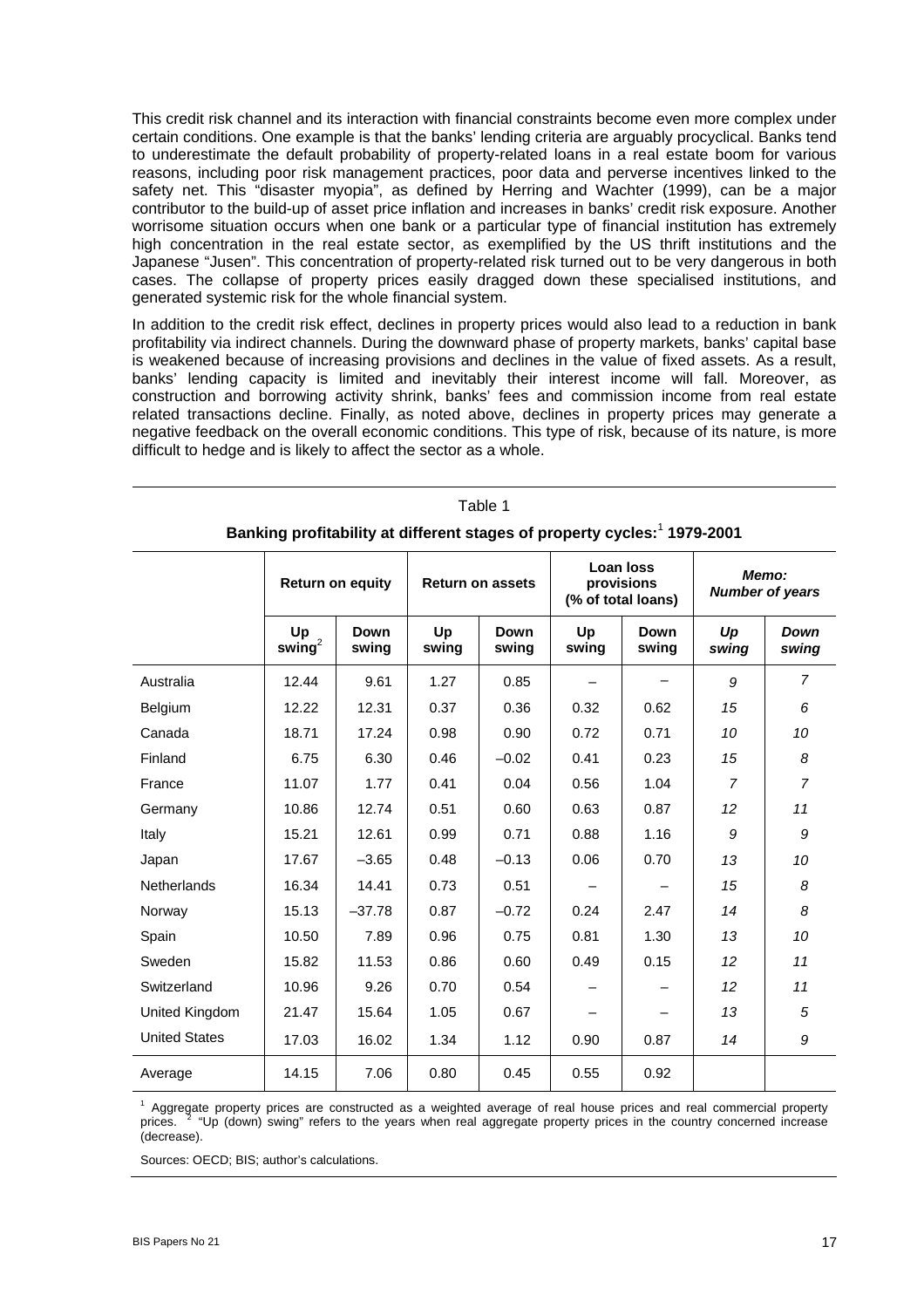This credit risk channel and its interaction with financial constraints become even more complex under certain conditions. One example is that the banks' lending criteria are arguably procyclical. Banks tend to underestimate the default probability of property-related loans in a real estate boom for various reasons, including poor risk management practices, poor data and perverse incentives linked to the safety net. This "disaster myopia", as defined by Herring and Wachter (1999), can be a major contributor to the build-up of asset price inflation and increases in banks' credit risk exposure. Another worrisome situation occurs when one bank or a particular type of financial institution has extremely high concentration in the real estate sector, as exemplified by the US thrift institutions and the Japanese "Jusen". This concentration of property-related risk turned out to be very dangerous in both cases. The collapse of property prices easily dragged down these specialised institutions, and generated systemic risk for the whole financial system.

In addition to the credit risk effect, declines in property prices would also lead to a reduction in bank profitability via indirect channels. During the downward phase of property markets, banks' capital base is weakened because of increasing provisions and declines in the value of fixed assets. As a result, banks' lending capacity is limited and inevitably their interest income will fall. Moreover, as construction and borrowing activity shrink, banks' fees and commission income from real estate related transactions decline. Finally, as noted above, declines in property prices may generate a negative feedback on the overall economic conditions. This type of risk, because of its nature, is more difficult to hedge and is likely to affect the sector as a whole.

Table 1

**Banking profitability at different stages of property cycles:[1] 1979-2001**

| | **Return on equity** | | **Return on assets** | | **Loan loss provisions (% of total loans)** | | ***Memo: Number of years*** | |
|---|---|---|---|---|---|---|---|---|
| | **Up swing[2]** | **Down swing** | **Up swing** | **Down swing** | **Up swing** | **Down swing** | ***Up swing*** | ***Down swing*** |
| Australia | 12.44 | 9.61 | 1.27 | 0.85 | – | – | *9* | *7* |
| Belgium | 12.22 | 12.31 | 0.37 | 0.36 | 0.32 | 0.62 | *15* | *6* |
| Canada | 18.71 | 17.24 | 0.98 | 0.90 | 0.72 | 0.71 | *10* | *10* |
| Finland | 6.75 | 6.30 | 0.46 | –0.02 | 0.41 | 0.23 | *15* | *8* |
| France | 11.07 | 1.77 | 0.41 | 0.04 | 0.56 | 1.04 | *7* | *7* |
| Germany | 10.86 | 12.74 | 0.51 | 0.60 | 0.63 | 0.87 | *12* | *11* |
| Italy | 15.21 | 12.61 | 0.99 | 0.71 | 0.88 | 1.16 | *9* | *9* |
| Japan | 17.67 | –3.65 | 0.48 | –0.13 | 0.06 | 0.70 | *13* | *10* |
| Netherlands | 16.34 | 14.41 | 0.73 | 0.51 | – | – | *15* | *8* |
| Norway | 15.13 | –37.78 | 0.87 | –0.72 | 0.24 | 2.47 | *14* | *8* |
| Spain | 10.50 | 7.89 | 0.96 | 0.75 | 0.81 | 1.30 | *13* | *10* |
| Sweden | 15.82 | 11.53 | 0.86 | 0.60 | 0.49 | 0.15 | *12* | *11* |
| Switzerland | 10.96 | 9.26 | 0.70 | 0.54 | – | – | *12* | *11* |
| United Kingdom | 21.47 | 15.64 | 1.05 | 0.67 | – | – | *13* | *5* |
| United States | 17.03 | 16.02 | 1.34 | 1.12 | 0.90 | 0.87 | *14* | *9* |
| Average | 14.15 | 7.06 | 0.80 | 0.45 | 0.55 | 0.92 | | |

[1] Aggregate property prices are constructed as a weighted average of real house prices and real commercial property prices. [2] "Up (down) swing" refers to the years when real aggregate property prices in the country concerned increase (decrease).

Sources: OECD; BIS; author's calculations.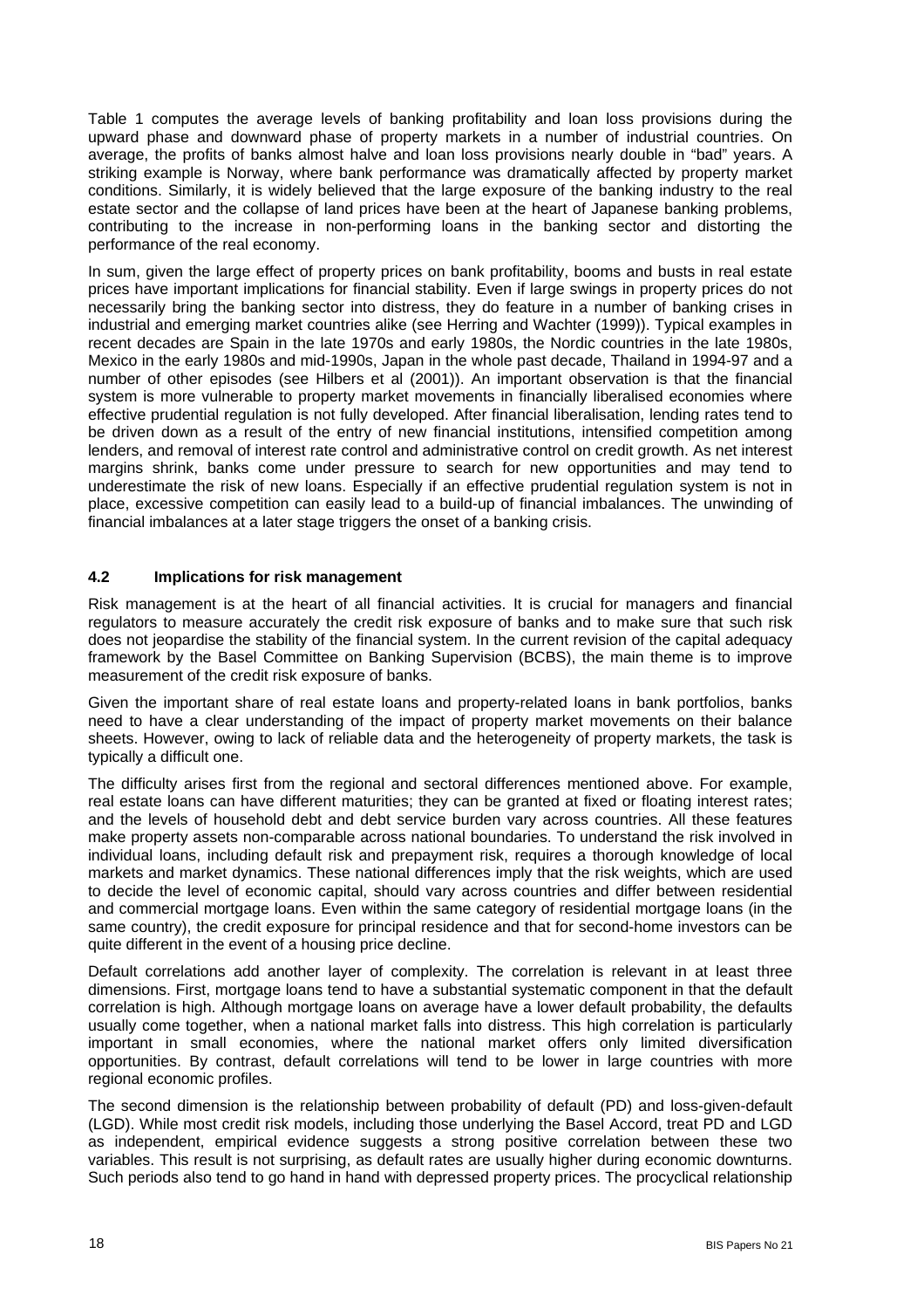Table 1 computes the average levels of banking profitability and loan loss provisions during the upward phase and downward phase of property markets in a number of industrial countries. On average, the profits of banks almost halve and loan loss provisions nearly double in "bad" years. A striking example is Norway, where bank performance was dramatically affected by property market conditions. Similarly, it is widely believed that the large exposure of the banking industry to the real estate sector and the collapse of land prices have been at the heart of Japanese banking problems, contributing to the increase in non-performing loans in the banking sector and distorting the performance of the real economy.

In sum, given the large effect of property prices on bank profitability, booms and busts in real estate prices have important implications for financial stability. Even if large swings in property prices do not necessarily bring the banking sector into distress, they do feature in a number of banking crises in industrial and emerging market countries alike (see Herring and Wachter (1999)). Typical examples in recent decades are Spain in the late 1970s and early 1980s, the Nordic countries in the late 1980s, Mexico in the early 1980s and mid-1990s, Japan in the whole past decade, Thailand in 1994-97 and a number of other episodes (see Hilbers et al (2001)). An important observation is that the financial system is more vulnerable to property market movements in financially liberalised economies where effective prudential regulation is not fully developed. After financial liberalisation, lending rates tend to be driven down as a result of the entry of new financial institutions, intensified competition among lenders, and removal of interest rate control and administrative control on credit growth. As net interest margins shrink, banks come under pressure to search for new opportunities and may tend to underestimate the risk of new loans. Especially if an effective prudential regulation system is not in place, excessive competition can easily lead to a build-up of financial imbalances. The unwinding of financial imbalances at a later stage triggers the onset of a banking crisis.

### 4.2 Implications for risk management

Risk management is at the heart of all financial activities. It is crucial for managers and financial regulators to measure accurately the credit risk exposure of banks and to make sure that such risk does not jeopardise the stability of the financial system. In the current revision of the capital adequacy framework by the Basel Committee on Banking Supervision (BCBS), the main theme is to improve measurement of the credit risk exposure of banks.

Given the important share of real estate loans and property-related loans in bank portfolios, banks need to have a clear understanding of the impact of property market movements on their balance sheets. However, owing to lack of reliable data and the heterogeneity of property markets, the task is typically a difficult one.

The difficulty arises first from the regional and sectoral differences mentioned above. For example, real estate loans can have different maturities; they can be granted at fixed or floating interest rates; and the levels of household debt and debt service burden vary across countries. All these features make property assets non-comparable across national boundaries. To understand the risk involved in individual loans, including default risk and prepayment risk, requires a thorough knowledge of local markets and market dynamics. These national differences imply that the risk weights, which are used to decide the level of economic capital, should vary across countries and differ between residential and commercial mortgage loans. Even within the same category of residential mortgage loans (in the same country), the credit exposure for principal residence and that for second-home investors can be quite different in the event of a housing price decline.

Default correlations add another layer of complexity. The correlation is relevant in at least three dimensions. First, mortgage loans tend to have a substantial systematic component in that the default correlation is high. Although mortgage loans on average have a lower default probability, the defaults usually come together, when a national market falls into distress. This high correlation is particularly important in small economies, where the national market offers only limited diversification opportunities. By contrast, default correlations will tend to be lower in large countries with more regional economic profiles.

The second dimension is the relationship between probability of default (PD) and loss-given-default (LGD). While most credit risk models, including those underlying the Basel Accord, treat PD and LGD as independent, empirical evidence suggests a strong positive correlation between these two variables. This result is not surprising, as default rates are usually higher during economic downturns. Such periods also tend to go hand in hand with depressed property prices. The procyclical relationship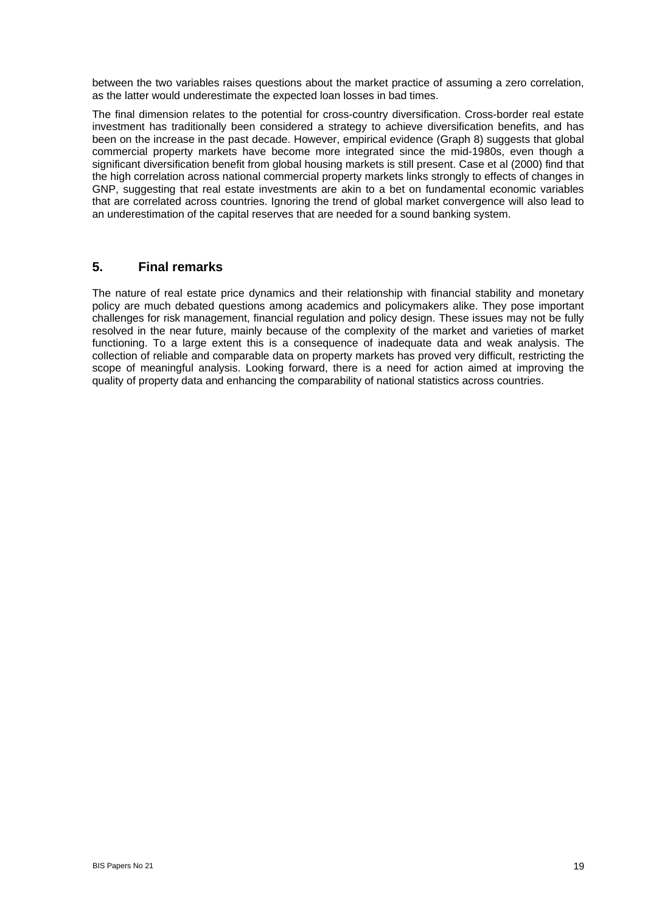between the two variables raises questions about the market practice of assuming a zero correlation, as the latter would underestimate the expected loan losses in bad times.

The final dimension relates to the potential for cross-country diversification. Cross-border real estate investment has traditionally been considered a strategy to achieve diversification benefits, and has been on the increase in the past decade. However, empirical evidence (Graph 8) suggests that global commercial property markets have become more integrated since the mid-1980s, even though a significant diversification benefit from global housing markets is still present. Case et al (2000) find that the high correlation across national commercial property markets links strongly to effects of changes in GNP, suggesting that real estate investments are akin to a bet on fundamental economic variables that are correlated across countries. Ignoring the trend of global market convergence will also lead to an underestimation of the capital reserves that are needed for a sound banking system.

## 5. Final remarks

The nature of real estate price dynamics and their relationship with financial stability and monetary policy are much debated questions among academics and policymakers alike. They pose important challenges for risk management, financial regulation and policy design. These issues may not be fully resolved in the near future, mainly because of the complexity of the market and varieties of market functioning. To a large extent this is a consequence of inadequate data and weak analysis. The collection of reliable and comparable data on property markets has proved very difficult, restricting the scope of meaningful analysis. Looking forward, there is a need for action aimed at improving the quality of property data and enhancing the comparability of national statistics across countries.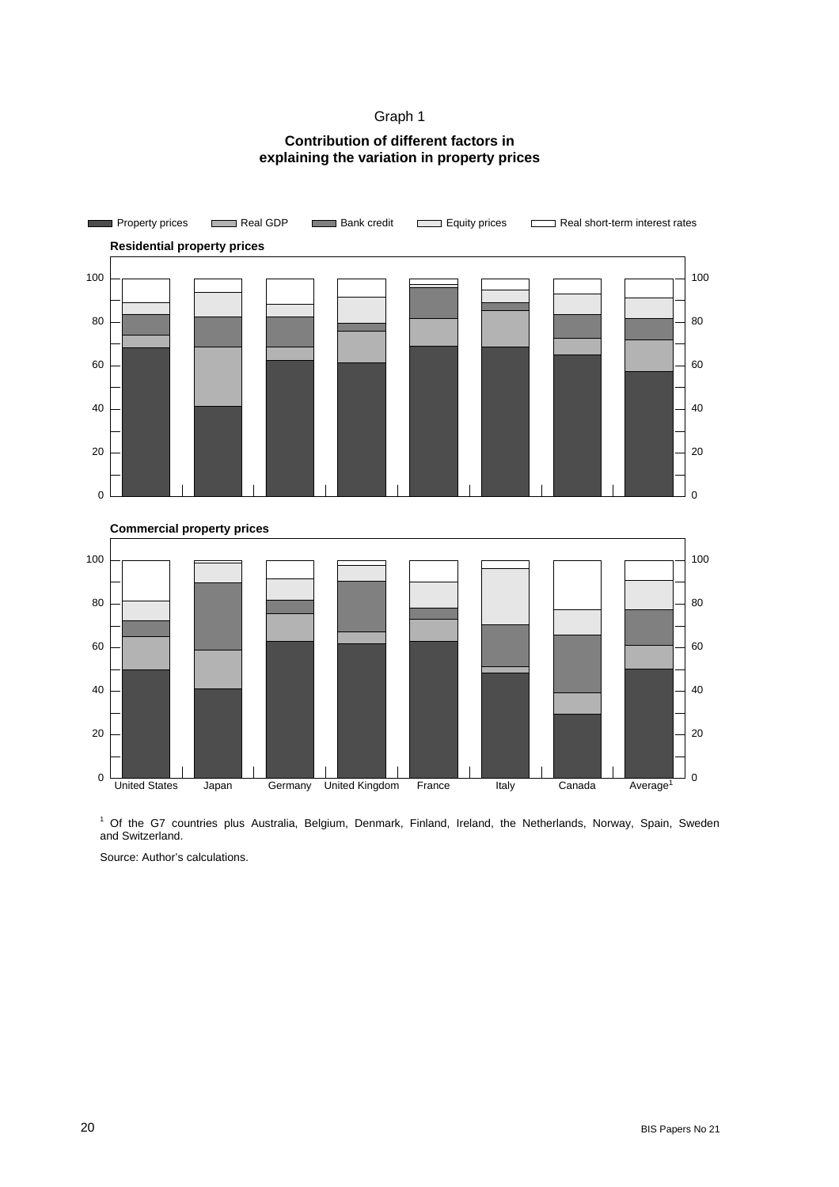Graph 1

**Contribution of different factors in explaining the variation in property prices**

[1] Of the G7 countries plus Australia, Belgium, Denmark, Finland, Ireland, the Netherlands, Norway, Spain, Sweden and Switzerland.

Source: Author's calculations.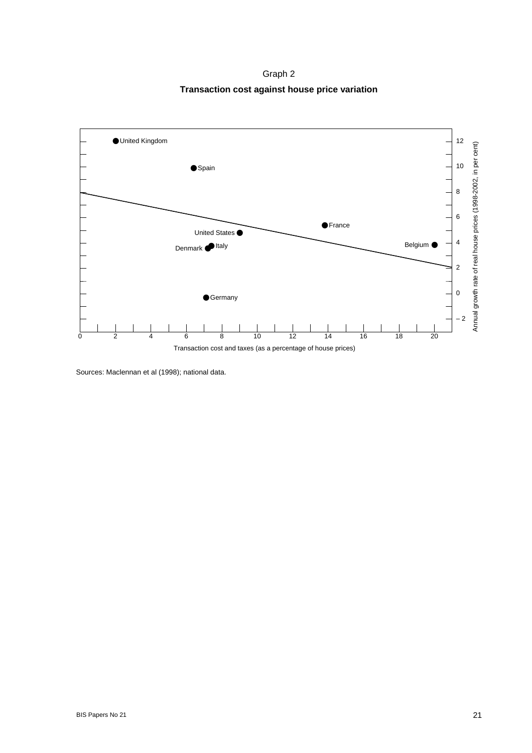Graph 2

**Transaction cost against house price variation**

Sources: Maclennan et al (1998); national data.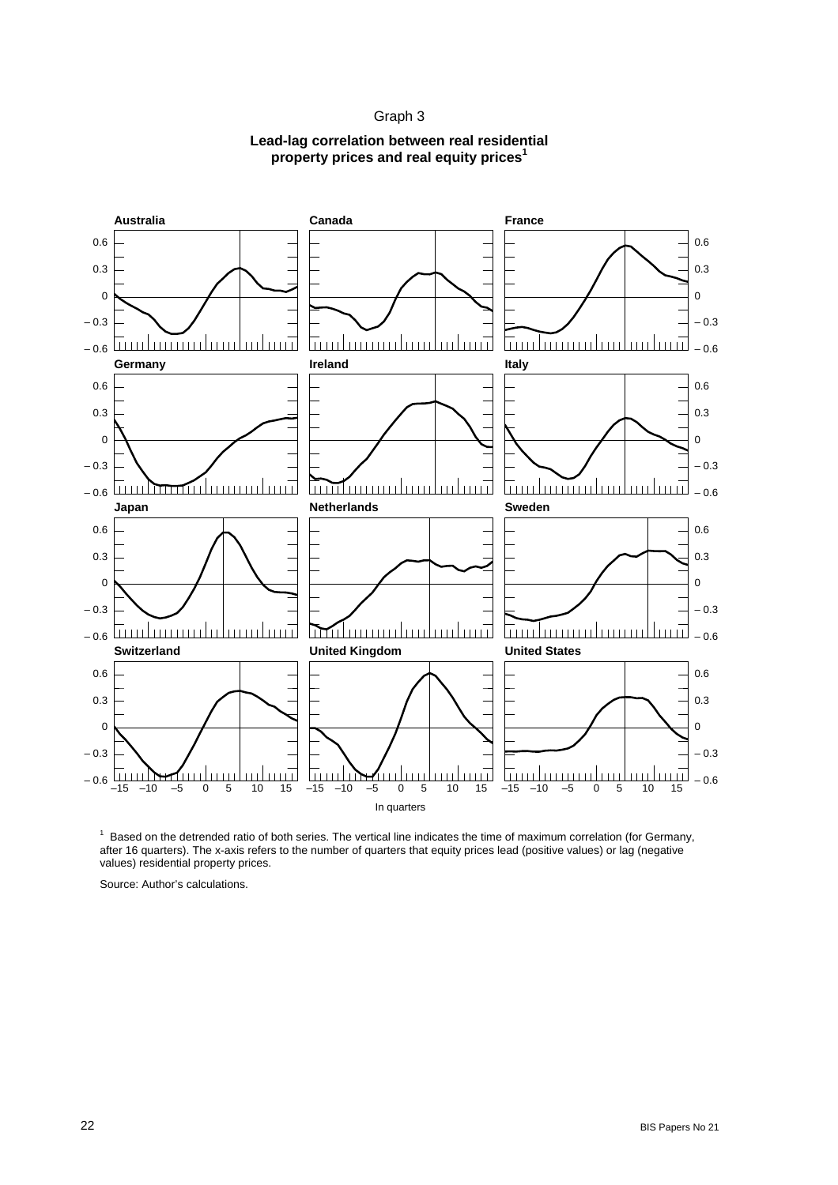Graph 3

**Lead-lag correlation between real residential property prices and real equity prices**[1]

Australia | Canada | France
Germany | Ireland | Italy
Japan | Netherlands | Sweden
Switzerland | United Kingdom | United States

In quarters

[1] Based on the detrended ratio of both series. The vertical line indicates the time of maximum correlation (for Germany, after 16 quarters). The x-axis refers to the number of quarters that equity prices lead (positive values) or lag (negative values) residential property prices.

Source: Author's calculations.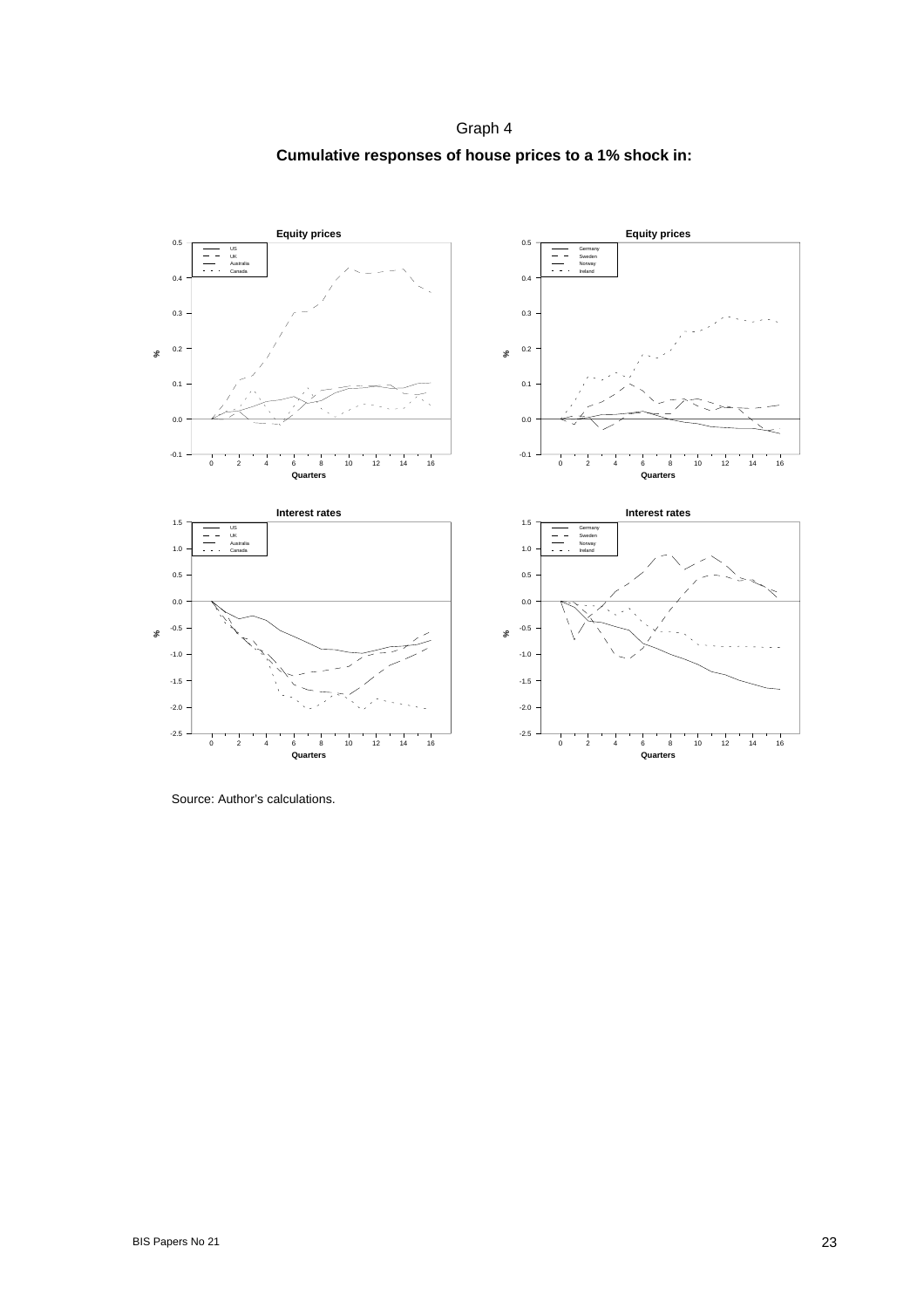Graph 4

**Cumulative responses of house prices to a 1% shock in:**

Source: Author's calculations.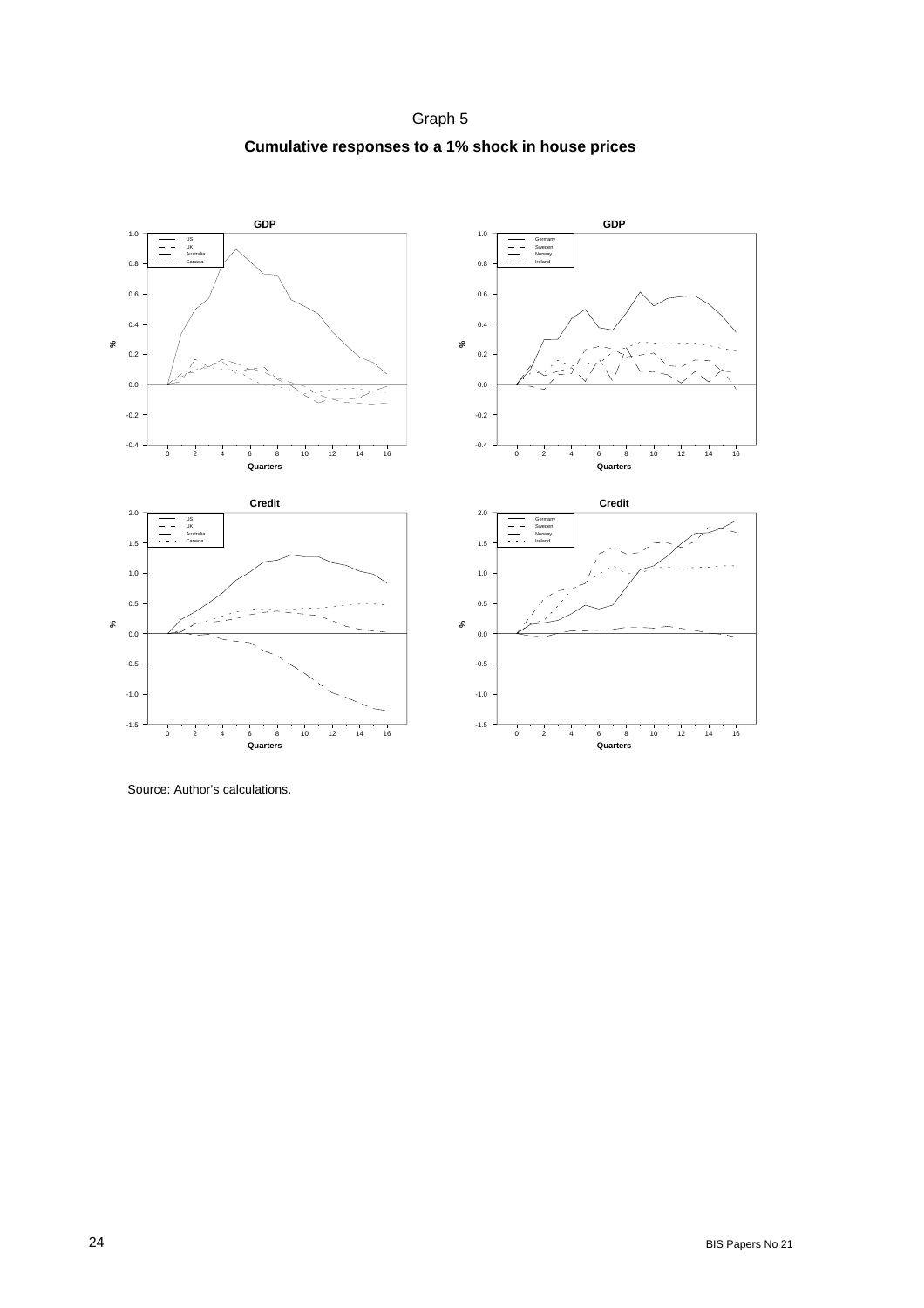Graph 5

**Cumulative responses to a 1% shock in house prices**

**GDP**

US, UK, Australia, Canada

**GDP**

Germany, Sweden, Norway, Ireland

**Credit**

US, UK, Australia, Canada

**Credit**

Germany, Sweden, Norway, Ireland

Source: Author's calculations.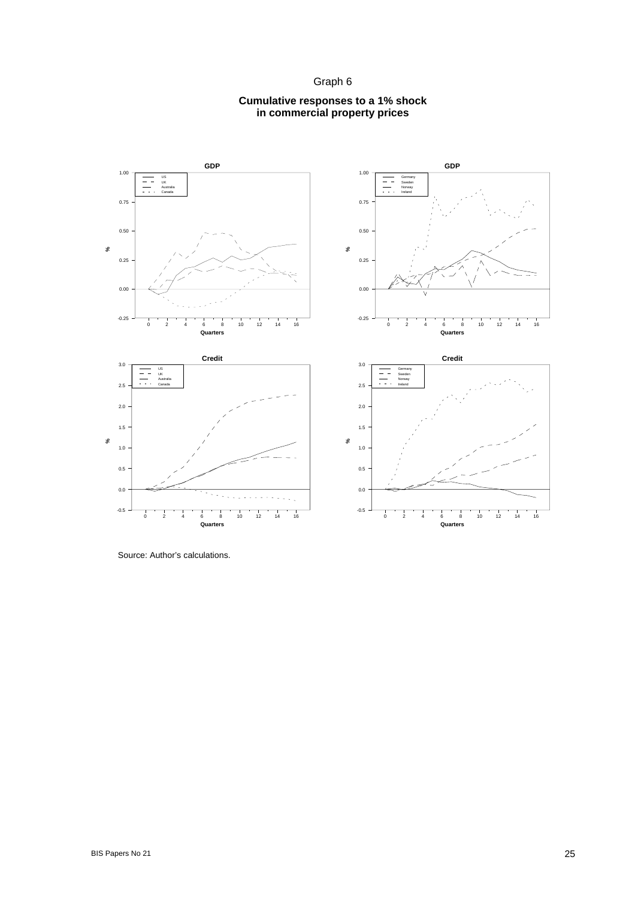Graph 6

**Cumulative responses to a 1% shock in commercial property prices**

Source: Author's calculations.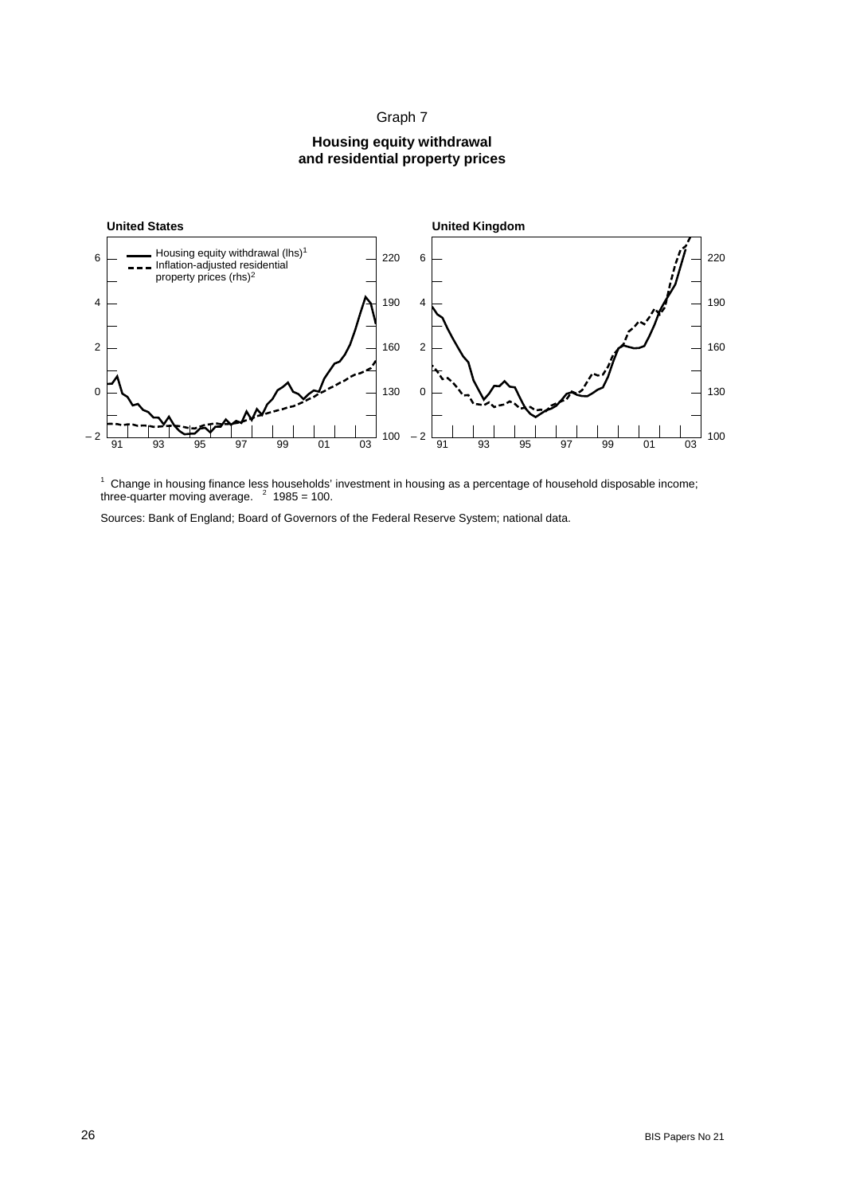Graph 7

**Housing equity withdrawal and residential property prices**

**United States**

**United Kingdom**

Housing equity withdrawal (lhs)[1]

Inflation-adjusted residential property prices (rhs)[2]

[1] Change in housing finance less households' investment in housing as a percentage of household disposable income; three-quarter moving average. [2] 1985 = 100.

Sources: Bank of England; Board of Governors of the Federal Reserve System; national data.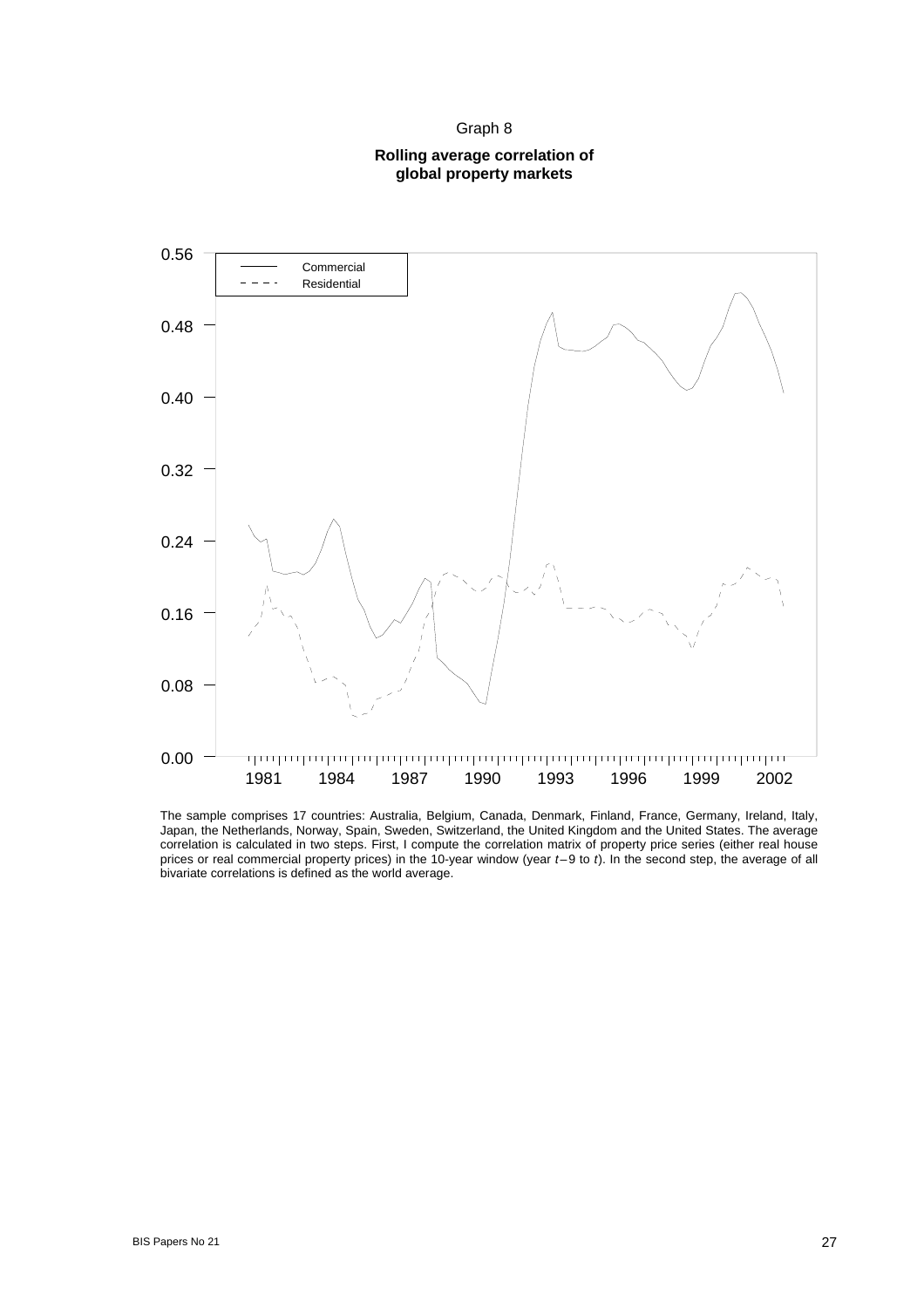Graph 8

**Rolling average correlation of global property markets**

The sample comprises 17 countries: Australia, Belgium, Canada, Denmark, Finland, France, Germany, Ireland, Italy, Japan, the Netherlands, Norway, Spain, Sweden, Switzerland, the United Kingdom and the United States. The average correlation is calculated in two steps. First, I compute the correlation matrix of property price series (either real house prices or real commercial property prices) in the 10-year window (year $t-9$ to $t$). In the second step, the average of all bivariate correlations is defined as the world average.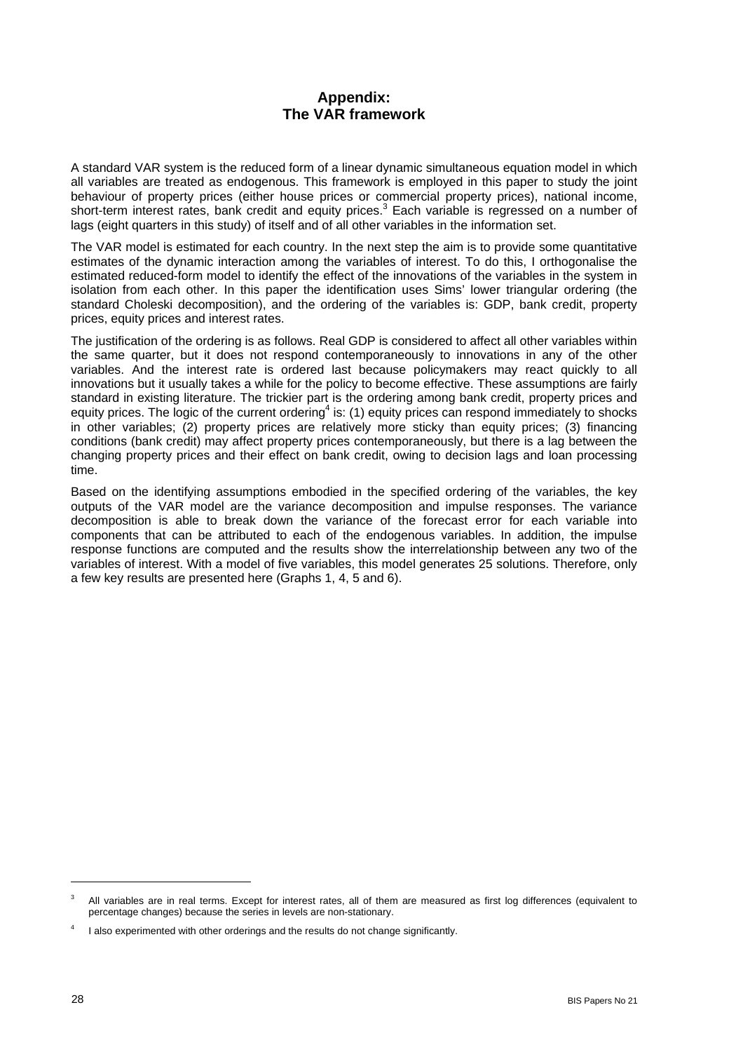# Appendix: The VAR framework

A standard VAR system is the reduced form of a linear dynamic simultaneous equation model in which all variables are treated as endogenous. This framework is employed in this paper to study the joint behaviour of property prices (either house prices or commercial property prices), national income, short-term interest rates, bank credit and equity prices.[3] Each variable is regressed on a number of lags (eight quarters in this study) of itself and of all other variables in the information set.

The VAR model is estimated for each country. In the next step the aim is to provide some quantitative estimates of the dynamic interaction among the variables of interest. To do this, I orthogonalise the estimated reduced-form model to identify the effect of the innovations of the variables in the system in isolation from each other. In this paper the identification uses Sims' lower triangular ordering (the standard Choleski decomposition), and the ordering of the variables is: GDP, bank credit, property prices, equity prices and interest rates.

The justification of the ordering is as follows. Real GDP is considered to affect all other variables within the same quarter, but it does not respond contemporaneously to innovations in any of the other variables. And the interest rate is ordered last because policymakers may react quickly to all innovations but it usually takes a while for the policy to become effective. These assumptions are fairly standard in existing literature. The trickier part is the ordering among bank credit, property prices and equity prices. The logic of the current ordering[4] is: (1) equity prices can respond immediately to shocks in other variables; (2) property prices are relatively more sticky than equity prices; (3) financing conditions (bank credit) may affect property prices contemporaneously, but there is a lag between the changing property prices and their effect on bank credit, owing to decision lags and loan processing time.

Based on the identifying assumptions embodied in the specified ordering of the variables, the key outputs of the VAR model are the variance decomposition and impulse responses. The variance decomposition is able to break down the variance of the forecast error for each variable into components that can be attributed to each of the endogenous variables. In addition, the impulse response functions are computed and the results show the interrelationship between any two of the variables of interest. With a model of five variables, this model generates 25 solutions. Therefore, only a few key results are presented here (Graphs 1, 4, 5 and 6).

---

[3] All variables are in real terms. Except for interest rates, all of them are measured as first log differences (equivalent to percentage changes) because the series in levels are non-stationary.

[4] I also experimented with other orderings and the results do not change significantly.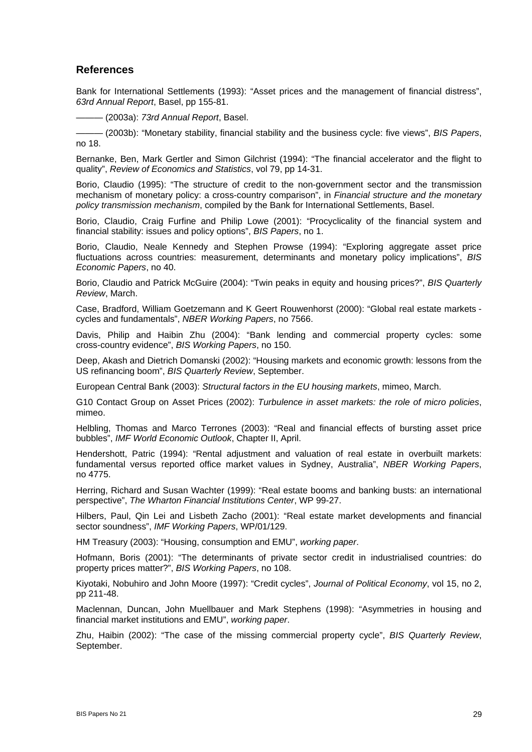## References

Bank for International Settlements (1993): "Asset prices and the management of financial distress", *63rd Annual Report*, Basel, pp 155-81.

——— (2003a): *73rd Annual Report*, Basel.

——— (2003b): "Monetary stability, financial stability and the business cycle: five views", *BIS Papers*, no 18.

Bernanke, Ben, Mark Gertler and Simon Gilchrist (1994): "The financial accelerator and the flight to quality", *Review of Economics and Statistics*, vol 79, pp 14-31.

Borio, Claudio (1995): "The structure of credit to the non-government sector and the transmission mechanism of monetary policy: a cross-country comparison", in *Financial structure and the monetary policy transmission mechanism*, compiled by the Bank for International Settlements, Basel.

Borio, Claudio, Craig Furfine and Philip Lowe (2001): "Procyclicality of the financial system and financial stability: issues and policy options", *BIS Papers*, no 1.

Borio, Claudio, Neale Kennedy and Stephen Prowse (1994): "Exploring aggregate asset price fluctuations across countries: measurement, determinants and monetary policy implications", *BIS Economic Papers*, no 40.

Borio, Claudio and Patrick McGuire (2004): "Twin peaks in equity and housing prices?", *BIS Quarterly Review*, March.

Case, Bradford, William Goetzemann and K Geert Rouwenhorst (2000): "Global real estate markets - cycles and fundamentals", *NBER Working Papers*, no 7566.

Davis, Philip and Haibin Zhu (2004): "Bank lending and commercial property cycles: some cross-country evidence", *BIS Working Papers*, no 150.

Deep, Akash and Dietrich Domanski (2002): "Housing markets and economic growth: lessons from the US refinancing boom", *BIS Quarterly Review*, September.

European Central Bank (2003): *Structural factors in the EU housing markets*, mimeo, March.

G10 Contact Group on Asset Prices (2002): *Turbulence in asset markets: the role of micro policies*, mimeo.

Helbling, Thomas and Marco Terrones (2003): "Real and financial effects of bursting asset price bubbles", *IMF World Economic Outlook*, Chapter II, April.

Hendershott, Patric (1994): "Rental adjustment and valuation of real estate in overbuilt markets: fundamental versus reported office market values in Sydney, Australia", *NBER Working Papers*, no 4775.

Herring, Richard and Susan Wachter (1999): "Real estate booms and banking busts: an international perspective", *The Wharton Financial Institutions Center*, WP 99-27.

Hilbers, Paul, Qin Lei and Lisbeth Zacho (2001): "Real estate market developments and financial sector soundness", *IMF Working Papers*, WP/01/129.

HM Treasury (2003): "Housing, consumption and EMU", *working paper*.

Hofmann, Boris (2001): "The determinants of private sector credit in industrialised countries: do property prices matter?", *BIS Working Papers*, no 108.

Kiyotaki, Nobuhiro and John Moore (1997): "Credit cycles", *Journal of Political Economy*, vol 15, no 2, pp 211-48.

Maclennan, Duncan, John Muellbauer and Mark Stephens (1998): "Asymmetries in housing and financial market institutions and EMU", *working paper*.

Zhu, Haibin (2002): "The case of the missing commercial property cycle", *BIS Quarterly Review*, September.